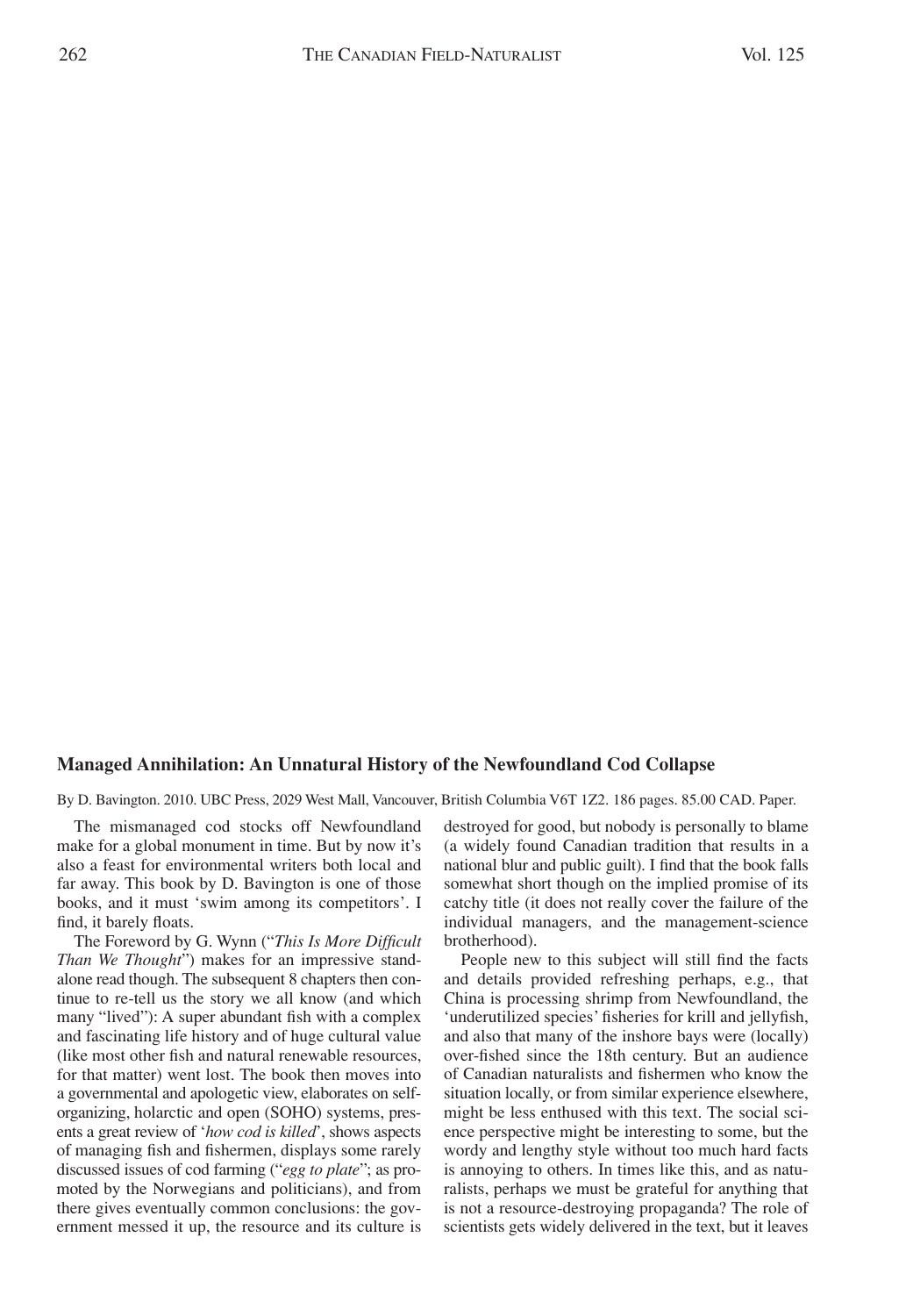### Managed Annihilation: An Unnatural History of the Newfoundland Cod Collapse

By D. Bavington. 2010. UBC Press, 2029 West Mall, Vancouver, British Columbia V6T 1Z2. 186 pages. 85.00 CAD. Paper.

The mismanaged cod stocks off Newfoundland make for a global monument in time. But by now it's also a feast for environmental writers both local and far away. This book by D. Bavington is one of those books, and it must 'swim among its competitors'. I find, it barely floats.

The Foreword by G. Wynn ("*This Is More Difficult Than We Thought*") makes for an impressive stand-alone read though. The subsequent 8 chapters then continue to re-tell us the story we all know (and which many "lived"): A super abundant fish with a complex and fascinating life history and of huge cultural value (like most other fish and natural renewable resources, for that matter) went lost. The book then moves into a governmental and apologetic view, elaborates on self-organizing, holarctic and open (SOHO) systems, presents a great review of '*how cod is killed*', shows aspects of managing fish and fishermen, displays some rarely discussed issues of cod farming ("*egg to plate*"; as promoted by the Norwegians and politicians), and from there gives eventually common conclusions: the government messed it up, the resource and its culture is destroyed for good, but nobody is personally to blame (a widely found Canadian tradition that results in a national blur and public guilt). I find that the book falls somewhat short though on the implied promise of its catchy title (it does not really cover the failure of the individual managers, and the management-science brotherhood).

People new to this subject will still find the facts and details provided refreshing perhaps, e.g., that China is processing shrimp from Newfoundland, the 'underutilized species' fisheries for krill and jellyfish, and also that many of the inshore bays were (locally) over-fished since the 18th century. But an audience of Canadian naturalists and fishermen who know the situation locally, or from similar experience elsewhere, might be less enthused with this text. The social science perspective might be interesting to some, but the wordy and lengthy style without too much hard facts is annoying to others. In times like this, and as naturalists, perhaps we must be grateful for anything that is not a resource-destroying propaganda? The role of scientists gets widely delivered in the text, but it leaves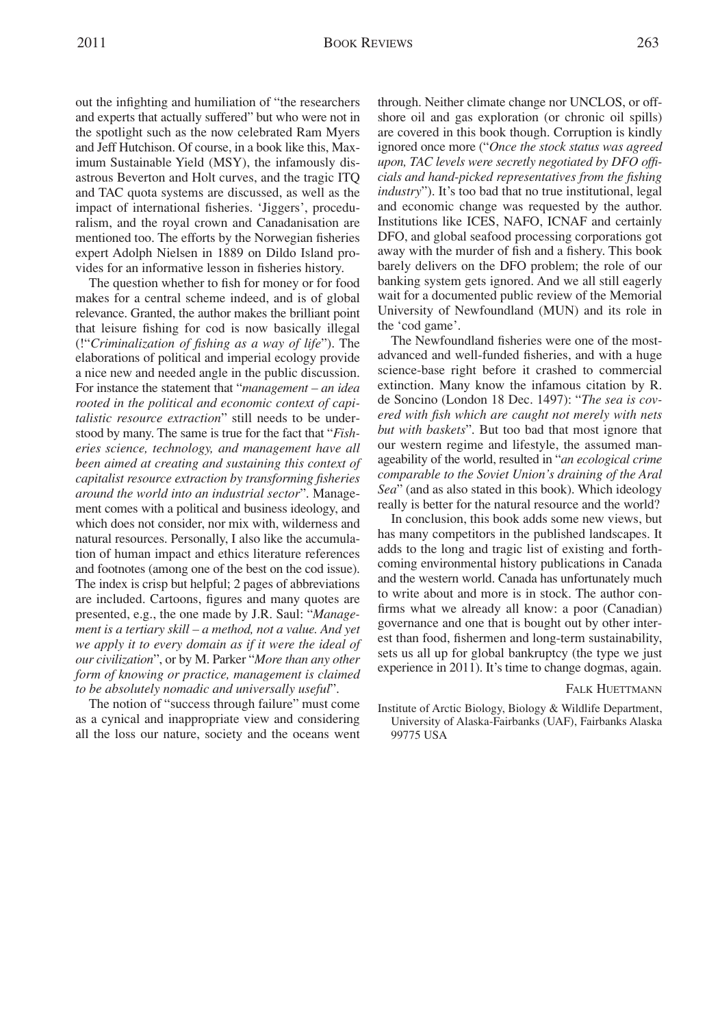out the infighting and humiliation of "the researchers and experts that actually suffered" but who were not in the spotlight such as the now celebrated Ram Myers and Jeff Hutchison. Of course, in a book like this, Maximum Sustainable Yield (MSY), the infamously disastrous Beverton and Holt curves, and the tragic ITQ and TAC quota systems are discussed, as well as the impact of international fisheries. 'Jiggers', proceduralism, and the royal crown and Canadanisation are mentioned too. The efforts by the Norwegian fisheries expert Adolph Nielsen in 1889 on Dildo Island provides for an informative lesson in fisheries history.

The question whether to fish for money or for food makes for a central scheme indeed, and is of global relevance. Granted, the author makes the brilliant point that leisure fishing for cod is now basically illegal (!"*Criminalization of fishing as a way of life*"). The elaborations of political and imperial ecology provide a nice new and needed angle in the public discussion. For instance the statement that "*management – an idea rooted in the political and economic context of capitalistic resource extraction*" still needs to be understood by many. The same is true for the fact that "*Fisheries science, technology, and management have all been aimed at creating and sustaining this context of capitalist resource extraction by transforming fisheries around the world into an industrial sector*". Management comes with a political and business ideology, and which does not consider, nor mix with, wilderness and natural resources. Personally, I also like the accumulation of human impact and ethics literature references and footnotes (among one of the best on the cod issue). The index is crisp but helpful; 2 pages of abbreviations are included. Cartoons, figures and many quotes are presented, e.g., the one made by J.R. Saul: "*Management is a tertiary skill – a method, not a value. And yet we apply it to every domain as if it were the ideal of our civilization*", or by M. Parker "*More than any other form of knowing or practice, management is claimed to be absolutely nomadic and universally useful*".

The notion of "success through failure" must come as a cynical and inappropriate view and considering all the loss our nature, society and the oceans went through. Neither climate change nor UNCLOS, or offshore oil and gas exploration (or chronic oil spills) are covered in this book though. Corruption is kindly ignored once more ("*Once the stock status was agreed upon, TAC levels were secretly negotiated by DFO officials and hand-picked representatives from the fishing industry*"). It's too bad that no true institutional, legal and economic change was requested by the author. Institutions like ICES, NAFO, ICNAF and certainly DFO, and global seafood processing corporations got away with the murder of fish and a fishery. This book barely delivers on the DFO problem; the role of our banking system gets ignored. And we all still eagerly wait for a documented public review of the Memorial University of Newfoundland (MUN) and its role in the 'cod game'.

The Newfoundland fisheries were one of the most-advanced and well-funded fisheries, and with a huge science-base right before it crashed to commercial extinction. Many know the infamous citation by R. de Soncino (London 18 Dec. 1497): "*The sea is covered with fish which are caught not merely with nets but with baskets*". But too bad that most ignore that our western regime and lifestyle, the assumed manageability of the world, resulted in "*an ecological crime comparable to the Soviet Union's draining of the Aral Sea*" (and as also stated in this book). Which ideology really is better for the natural resource and the world?

In conclusion, this book adds some new views, but has many competitors in the published landscapes. It adds to the long and tragic list of existing and forthcoming environmental history publications in Canada and the western world. Canada has unfortunately much to write about and more is in stock. The author confirms what we already all know: a poor (Canadian) governance and one that is bought out by other interest than food, fishermen and long-term sustainability, sets us all up for global bankruptcy (the type we just experience in 2011). It's time to change dogmas, again.

FALK HUETTMANN

Institute of Arctic Biology, Biology & Wildlife Department, University of Alaska-Fairbanks (UAF), Fairbanks Alaska 99775 USA